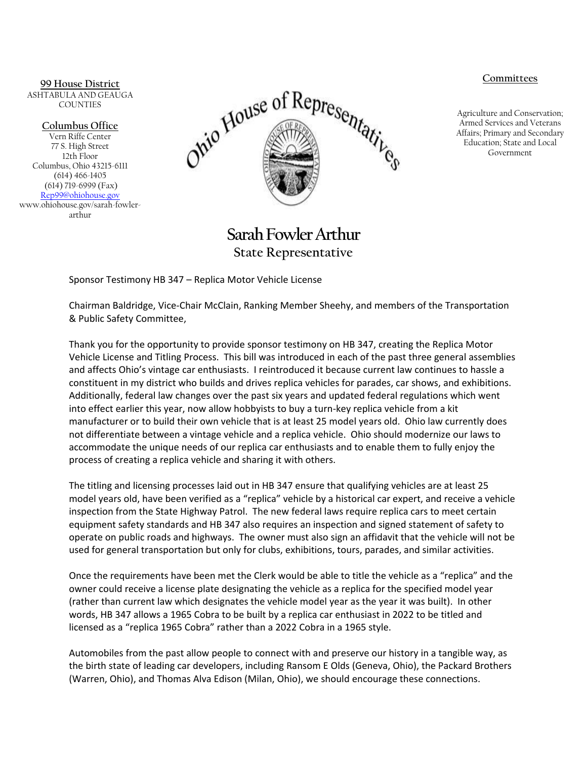**99 House District**
ASHTABULA AND GEAUGA COUNTIES

**Columbus Office**
Vern Riffe Center
77 S. High Street
12th Floor
Columbus, Ohio 43215-6111
(614) 466-1405
(614) 719-6999 (Fax)
Rep99@ohiohouse.gov
www.ohiohouse.gov/sarah-fowler-arthur

Ohio House of Representatives

**Committees**

Agriculture and Conservation; Armed Services and Veterans Affairs; Primary and Secondary Education; State and Local Government

# Sarah Fowler Arthur

## State Representative

Sponsor Testimony HB 347 – Replica Motor Vehicle License

Chairman Baldridge, Vice-Chair McClain, Ranking Member Sheehy, and members of the Transportation & Public Safety Committee,

Thank you for the opportunity to provide sponsor testimony on HB 347, creating the Replica Motor Vehicle License and Titling Process. This bill was introduced in each of the past three general assemblies and affects Ohio's vintage car enthusiasts. I reintroduced it because current law continues to hassle a constituent in my district who builds and drives replica vehicles for parades, car shows, and exhibitions. Additionally, federal law changes over the past six years and updated federal regulations which went into effect earlier this year, now allow hobbyists to buy a turn-key replica vehicle from a kit manufacturer or to build their own vehicle that is at least 25 model years old. Ohio law currently does not differentiate between a vintage vehicle and a replica vehicle. Ohio should modernize our laws to accommodate the unique needs of our replica car enthusiasts and to enable them to fully enjoy the process of creating a replica vehicle and sharing it with others.

The titling and licensing processes laid out in HB 347 ensure that qualifying vehicles are at least 25 model years old, have been verified as a "replica" vehicle by a historical car expert, and receive a vehicle inspection from the State Highway Patrol. The new federal laws require replica cars to meet certain equipment safety standards and HB 347 also requires an inspection and signed statement of safety to operate on public roads and highways. The owner must also sign an affidavit that the vehicle will not be used for general transportation but only for clubs, exhibitions, tours, parades, and similar activities.

Once the requirements have been met the Clerk would be able to title the vehicle as a "replica" and the owner could receive a license plate designating the vehicle as a replica for the specified model year (rather than current law which designates the vehicle model year as the year it was built). In other words, HB 347 allows a 1965 Cobra to be built by a replica car enthusiast in 2022 to be titled and licensed as a "replica 1965 Cobra" rather than a 2022 Cobra in a 1965 style.

Automobiles from the past allow people to connect with and preserve our history in a tangible way, as the birth state of leading car developers, including Ransom E Olds (Geneva, Ohio), the Packard Brothers (Warren, Ohio), and Thomas Alva Edison (Milan, Ohio), we should encourage these connections.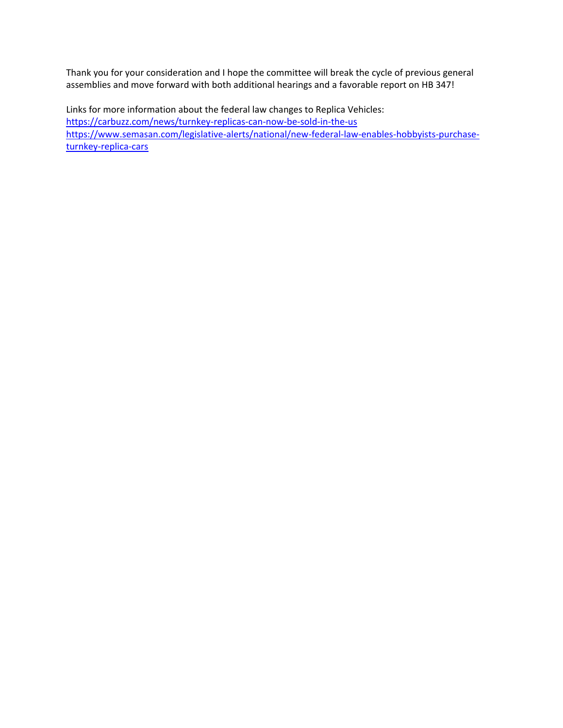Thank you for your consideration and I hope the committee will break the cycle of previous general assemblies and move forward with both additional hearings and a favorable report on HB 347!

Links for more information about the federal law changes to Replica Vehicles:
https://carbuzz.com/news/turnkey-replicas-can-now-be-sold-in-the-us
https://www.semasan.com/legislative-alerts/national/new-federal-law-enables-hobbyists-purchase-turnkey-replica-cars